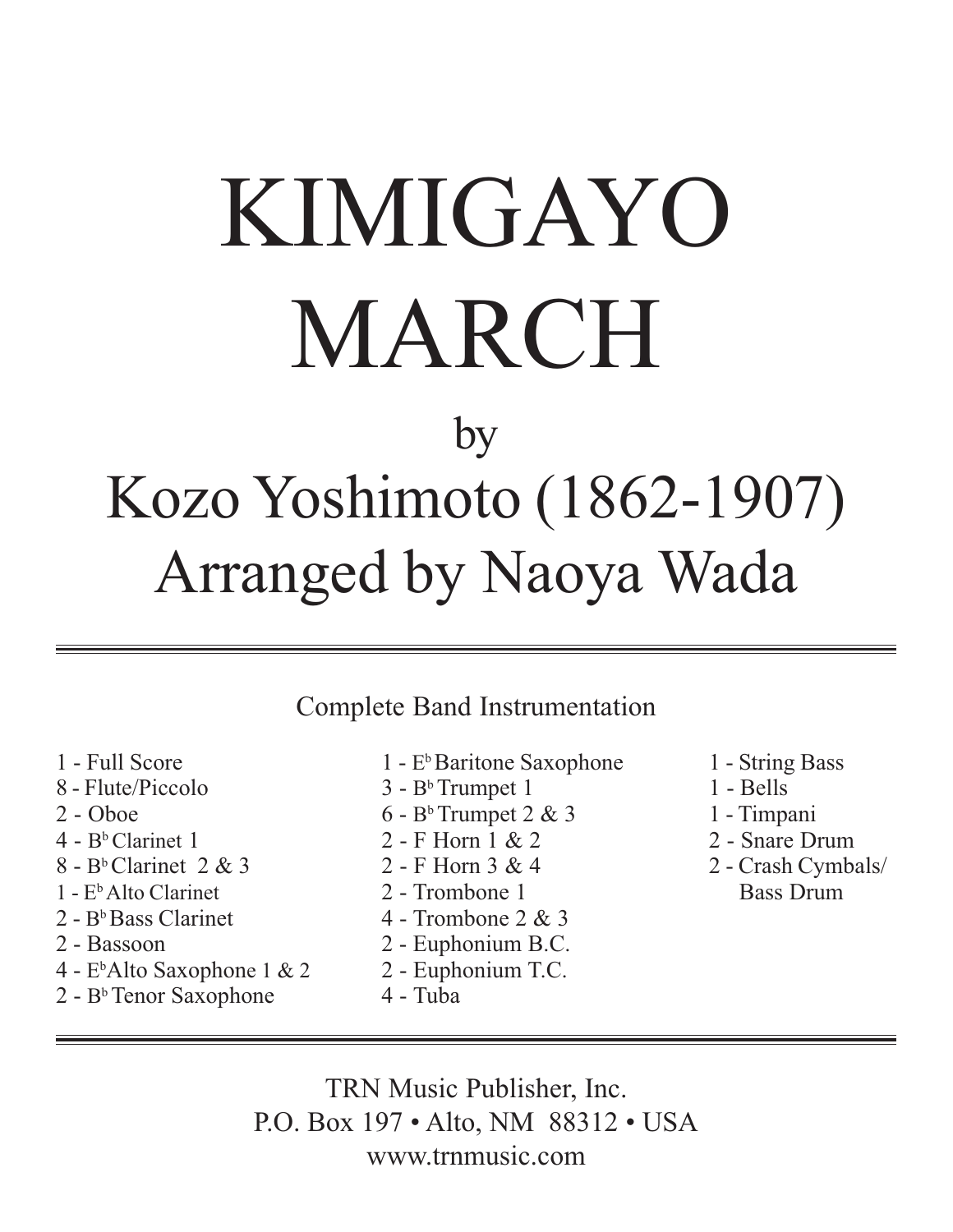# KIMIGAYO MARCH

by

## Kozo Yoshimoto (1862-1907)

## Arranged by Naoya Wada

---

Complete Band Instrumentation

- 1 - Full Score
- 8 - Flute/Piccolo
- 2 - Oboe
- 4 - B♭ Clarinet 1
- 8 - B♭ Clarinet 2 & 3
- 1 - E♭ Alto Clarinet
- 2 - B♭ Bass Clarinet
- 2 - Bassoon
- 4 - E♭ Alto Saxophone 1 & 2
- 2 - B♭ Tenor Saxophone
- 1 - E♭ Baritone Saxophone
- 3 - B♭ Trumpet 1
- 6 - B♭ Trumpet 2 & 3
- 2 - F Horn 1 & 2
- 2 - F Horn 3 & 4
- 2 - Trombone 1
- 4 - Trombone 2 & 3
- 2 - Euphonium B.C.
- 2 - Euphonium T.C.
- 4 - Tuba
- 1 - String Bass
- 1 - Bells
- 1 - Timpani
- 2 - Snare Drum
- 2 - Crash Cymbals/ Bass Drum

---

TRN Music Publisher, Inc.
P.O. Box 197 • Alto, NM 88312 • USA
www.trnmusic.com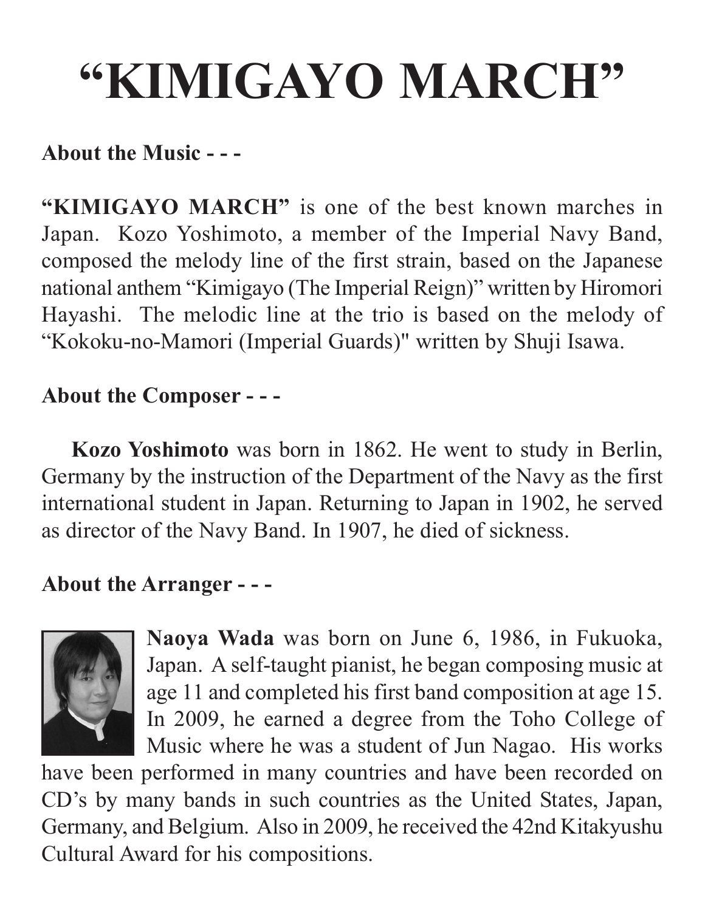# "KIMIGAYO MARCH"

**About the Music - - -**

**"KIMIGAYO MARCH"** is one of the best known marches in Japan. Kozo Yoshimoto, a member of the Imperial Navy Band, composed the melody line of the first strain, based on the Japanese national anthem "Kimigayo (The Imperial Reign)" written by Hiromori Hayashi. The melodic line at the trio is based on the melody of "Kokoku-no-Mamori (Imperial Guards)" written by Shuji Isawa.

**About the Composer - - -**

**Kozo Yoshimoto** was born in 1862. He went to study in Berlin, Germany by the instruction of the Department of the Navy as the first international student in Japan. Returning to Japan in 1902, he served as director of the Navy Band. In 1907, he died of sickness.

**About the Arranger - - -**

**Naoya Wada** was born on June 6, 1986, in Fukuoka, Japan. A self-taught pianist, he began composing music at age 11 and completed his first band composition at age 15. In 2009, he earned a degree from the Toho College of Music where he was a student of Jun Nagao. His works have been performed in many countries and have been recorded on CD's by many bands in such countries as the United States, Japan, Germany, and Belgium. Also in 2009, he received the 42nd Kitakyushu Cultural Award for his compositions.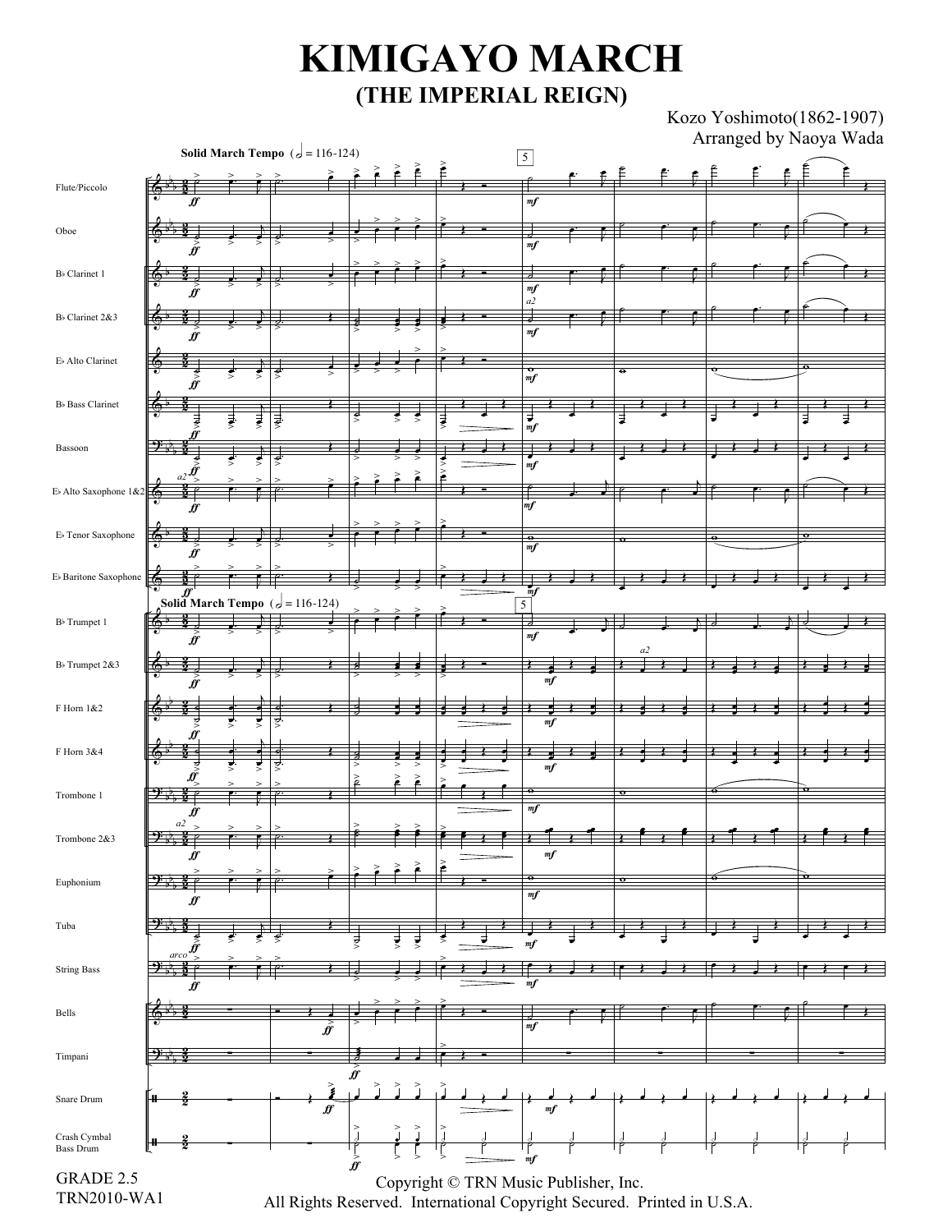# KIMIGAYO MARCH
## (THE IMPERIAL REIGN)

Kozo Yoshimoto(1862-1907)
Arranged by Naoya Wada

Solid March Tempo (𝅗𝅥 = 116-124)

Flute/Piccolo
Oboe
B♭ Clarinet 1
B♭ Clarinet 2&3
E♭ Alto Clarinet
B♭ Bass Clarinet
Bassoon
E♭ Alto Saxophone 1&2
E♭ Tenor Saxophone
E♭ Baritone Saxophone
B♭ Trumpet 1
B♭ Trumpet 2&3
F Horn 1&2
F Horn 3&4
Trombone 1
Trombone 2&3
Euphonium
Tuba
String Bass
Bells
Timpani
Snare Drum
Crash Cymbal
Bass Drum

GRADE 2.5
TRN2010-WA1

Copyright © TRN Music Publisher, Inc.
All Rights Reserved. International Copyright Secured. Printed in U.S.A.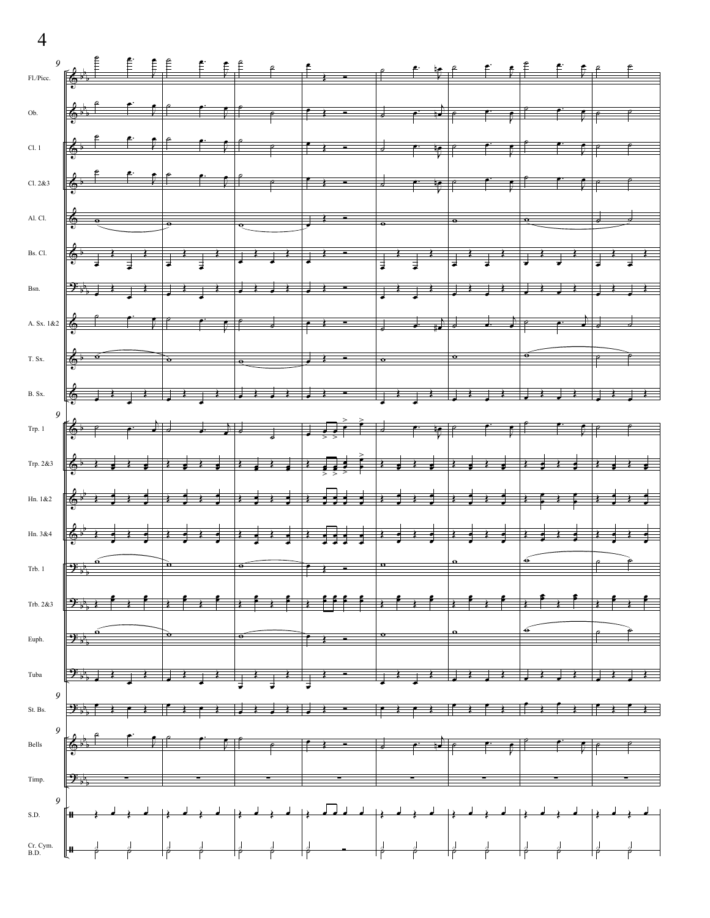Fl./Picc.

Ob.

Cl. 1

Cl. 2&3

Al. Cl.

Bs. Cl.

Bsn.

A. Sx. 1&2

T. Sx.

B. Sx.

Trp. 1

Trp. 2&3

Hn. 1&2

Hn. 3&4

Trb. 1

Trb. 2&3

Euph.

Tuba

St. Bs.

Bells

Timp.

S.D.

Cr. Cym.
B.D.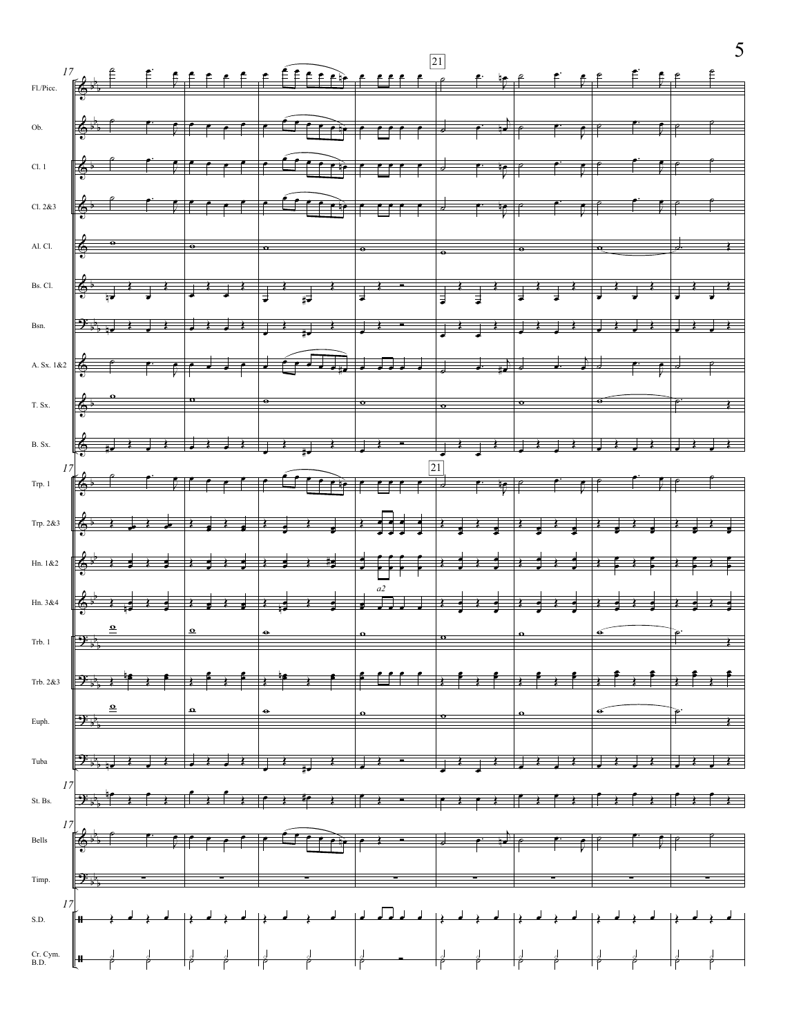17

21

Fl./Picc.

Ob.

Cl. 1

Cl. 2&3

Al. Cl.

Bs. Cl.

Bsn.

A. Sx. 1&2

T. Sx.

B. Sx.

17

21

Trp. 1

Trp. 2&3

Hn. 1&2

Hn. 3&4

*a2*

Trb. 1

Trb. 2&3

Euph.

Tuba

17

St. Bs.

17

Bells

Timp.

17

S.D.

Cr. Cym.
B.D.